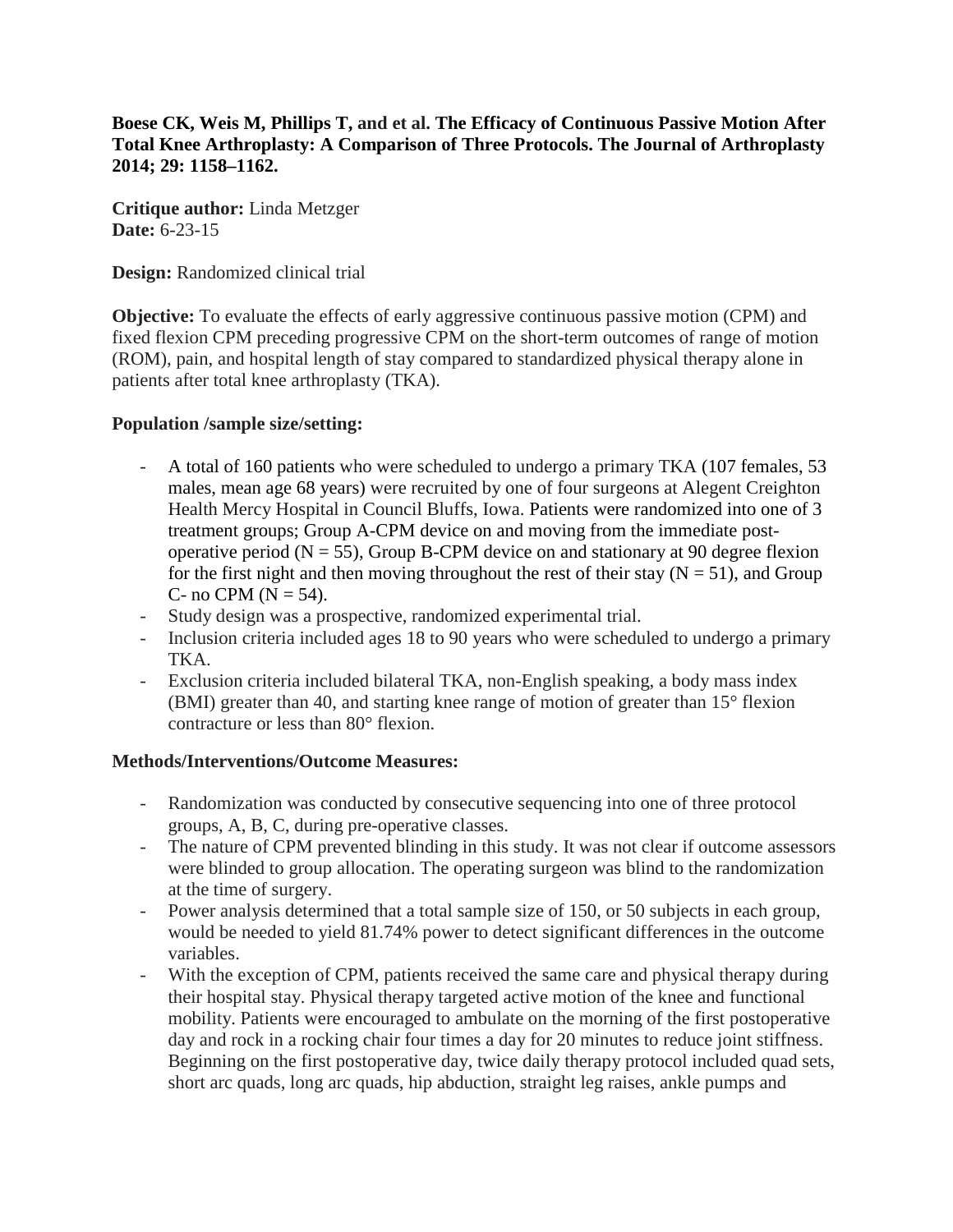**Boese CK, Weis M, Phillips T, and et al. The Efficacy of Continuous Passive Motion After Total Knee Arthroplasty: A Comparison of Three Protocols. The Journal of Arthroplasty 2014; 29: 1158–1162.**

**Critique author:** Linda Metzger
**Date:** 6-23-15

**Design:** Randomized clinical trial

**Objective:** To evaluate the effects of early aggressive continuous passive motion (CPM) and fixed flexion CPM preceding progressive CPM on the short-term outcomes of range of motion (ROM), pain, and hospital length of stay compared to standardized physical therapy alone in patients after total knee arthroplasty (TKA).

**Population /sample size/setting:**

- A total of 160 patients who were scheduled to undergo a primary TKA (107 females, 53 males, mean age 68 years) were recruited by one of four surgeons at Alegent Creighton Health Mercy Hospital in Council Bluffs, Iowa. Patients were randomized into one of 3 treatment groups; Group A-CPM device on and moving from the immediate post-operative period (N = 55), Group B-CPM device on and stationary at 90 degree flexion for the first night and then moving throughout the rest of their stay (N = 51), and Group C- no CPM (N = 54).
- Study design was a prospective, randomized experimental trial.
- Inclusion criteria included ages 18 to 90 years who were scheduled to undergo a primary TKA.
- Exclusion criteria included bilateral TKA, non-English speaking, a body mass index (BMI) greater than 40, and starting knee range of motion of greater than 15° flexion contracture or less than 80° flexion.

**Methods/Interventions/Outcome Measures:**

- Randomization was conducted by consecutive sequencing into one of three protocol groups, A, B, C, during pre-operative classes.
- The nature of CPM prevented blinding in this study. It was not clear if outcome assessors were blinded to group allocation. The operating surgeon was blind to the randomization at the time of surgery.
- Power analysis determined that a total sample size of 150, or 50 subjects in each group, would be needed to yield 81.74% power to detect significant differences in the outcome variables.
- With the exception of CPM, patients received the same care and physical therapy during their hospital stay. Physical therapy targeted active motion of the knee and functional mobility. Patients were encouraged to ambulate on the morning of the first postoperative day and rock in a rocking chair four times a day for 20 minutes to reduce joint stiffness. Beginning on the first postoperative day, twice daily therapy protocol included quad sets, short arc quads, long arc quads, hip abduction, straight leg raises, ankle pumps and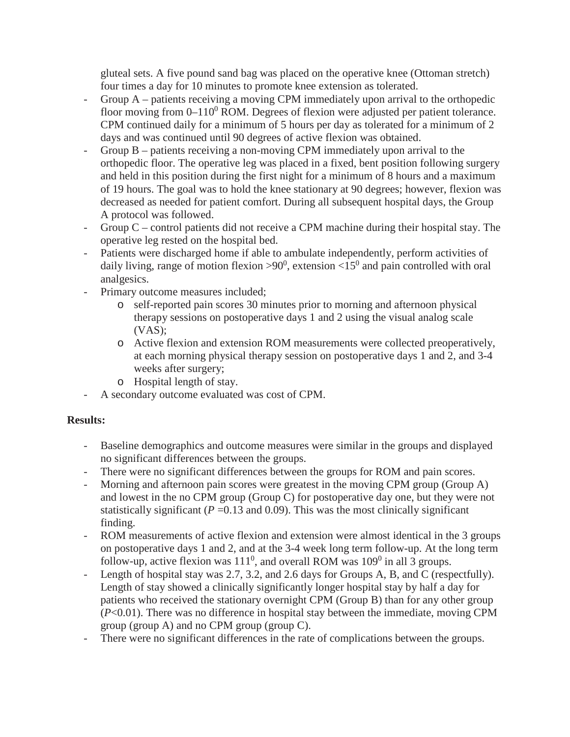gluteal sets. A five pound sand bag was placed on the operative knee (Ottoman stretch) four times a day for 10 minutes to promote knee extension as tolerated.

- Group A – patients receiving a moving CPM immediately upon arrival to the orthopedic floor moving from 0–110$^0$ ROM. Degrees of flexion were adjusted per patient tolerance. CPM continued daily for a minimum of 5 hours per day as tolerated for a minimum of 2 days and was continued until 90 degrees of active flexion was obtained.
- Group B – patients receiving a non-moving CPM immediately upon arrival to the orthopedic floor. The operative leg was placed in a fixed, bent position following surgery and held in this position during the first night for a minimum of 8 hours and a maximum of 19 hours. The goal was to hold the knee stationary at 90 degrees; however, flexion was decreased as needed for patient comfort. During all subsequent hospital days, the Group A protocol was followed.
- Group C – control patients did not receive a CPM machine during their hospital stay. The operative leg rested on the hospital bed.
- Patients were discharged home if able to ambulate independently, perform activities of daily living, range of motion flexion >90$^0$, extension <15$^0$ and pain controlled with oral analgesics.
- Primary outcome measures included;
  - self-reported pain scores 30 minutes prior to morning and afternoon physical therapy sessions on postoperative days 1 and 2 using the visual analog scale (VAS);
  - Active flexion and extension ROM measurements were collected preoperatively, at each morning physical therapy session on postoperative days 1 and 2, and 3-4 weeks after surgery;
  - Hospital length of stay.
- A secondary outcome evaluated was cost of CPM.

**Results:**

- Baseline demographics and outcome measures were similar in the groups and displayed no significant differences between the groups.
- There were no significant differences between the groups for ROM and pain scores.
- Morning and afternoon pain scores were greatest in the moving CPM group (Group A) and lowest in the no CPM group (Group C) for postoperative day one, but they were not statistically significant (*P* =0.13 and 0.09). This was the most clinically significant finding.
- ROM measurements of active flexion and extension were almost identical in the 3 groups on postoperative days 1 and 2, and at the 3-4 week long term follow-up. At the long term follow-up, active flexion was 111$^0$, and overall ROM was 109$^0$ in all 3 groups.
- Length of hospital stay was 2.7, 3.2, and 2.6 days for Groups A, B, and C (respectfully). Length of stay showed a clinically significantly longer hospital stay by half a day for patients who received the stationary overnight CPM (Group B) than for any other group (*P*<0.01). There was no difference in hospital stay between the immediate, moving CPM group (group A) and no CPM group (group C).
- There were no significant differences in the rate of complications between the groups.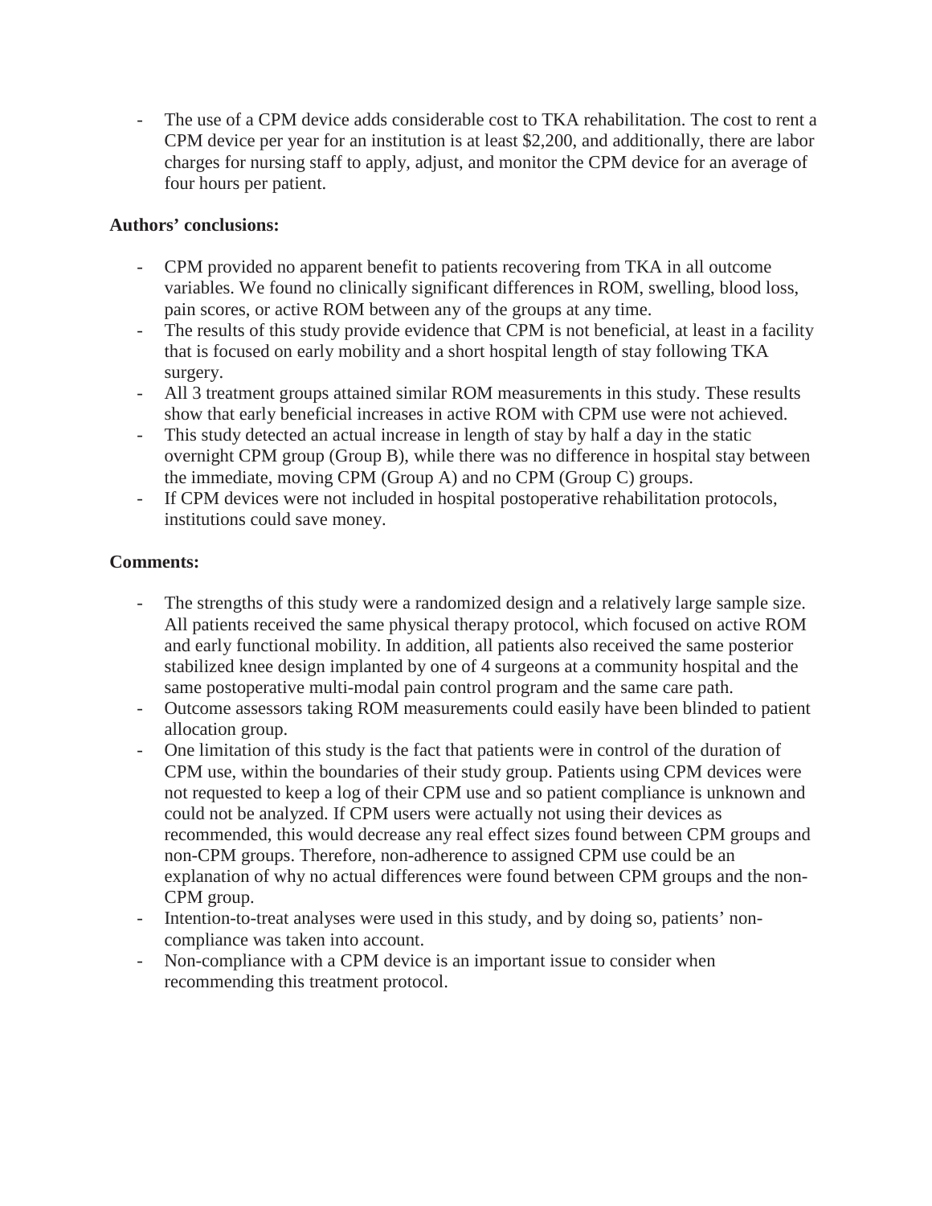- The use of a CPM device adds considerable cost to TKA rehabilitation. The cost to rent a CPM device per year for an institution is at least $2,200, and additionally, there are labor charges for nursing staff to apply, adjust, and monitor the CPM device for an average of four hours per patient.

**Authors' conclusions:**

- CPM provided no apparent benefit to patients recovering from TKA in all outcome variables. We found no clinically significant differences in ROM, swelling, blood loss, pain scores, or active ROM between any of the groups at any time.
- The results of this study provide evidence that CPM is not beneficial, at least in a facility that is focused on early mobility and a short hospital length of stay following TKA surgery.
- All 3 treatment groups attained similar ROM measurements in this study. These results show that early beneficial increases in active ROM with CPM use were not achieved.
- This study detected an actual increase in length of stay by half a day in the static overnight CPM group (Group B), while there was no difference in hospital stay between the immediate, moving CPM (Group A) and no CPM (Group C) groups.
- If CPM devices were not included in hospital postoperative rehabilitation protocols, institutions could save money.

**Comments:**

- The strengths of this study were a randomized design and a relatively large sample size. All patients received the same physical therapy protocol, which focused on active ROM and early functional mobility. In addition, all patients also received the same posterior stabilized knee design implanted by one of 4 surgeons at a community hospital and the same postoperative multi-modal pain control program and the same care path.
- Outcome assessors taking ROM measurements could easily have been blinded to patient allocation group.
- One limitation of this study is the fact that patients were in control of the duration of CPM use, within the boundaries of their study group. Patients using CPM devices were not requested to keep a log of their CPM use and so patient compliance is unknown and could not be analyzed. If CPM users were actually not using their devices as recommended, this would decrease any real effect sizes found between CPM groups and non-CPM groups. Therefore, non-adherence to assigned CPM use could be an explanation of why no actual differences were found between CPM groups and the non-CPM group.
- Intention-to-treat analyses were used in this study, and by doing so, patients' non-compliance was taken into account.
- Non-compliance with a CPM device is an important issue to consider when recommending this treatment protocol.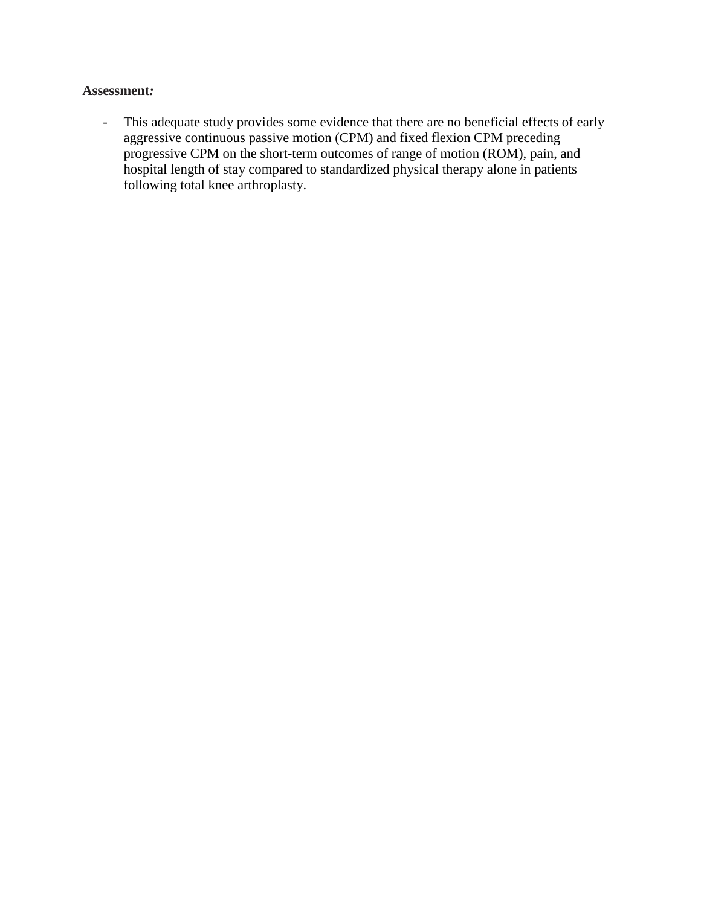**Assessment*:***

- This adequate study provides some evidence that there are no beneficial effects of early aggressive continuous passive motion (CPM) and fixed flexion CPM preceding progressive CPM on the short-term outcomes of range of motion (ROM), pain, and hospital length of stay compared to standardized physical therapy alone in patients following total knee arthroplasty.